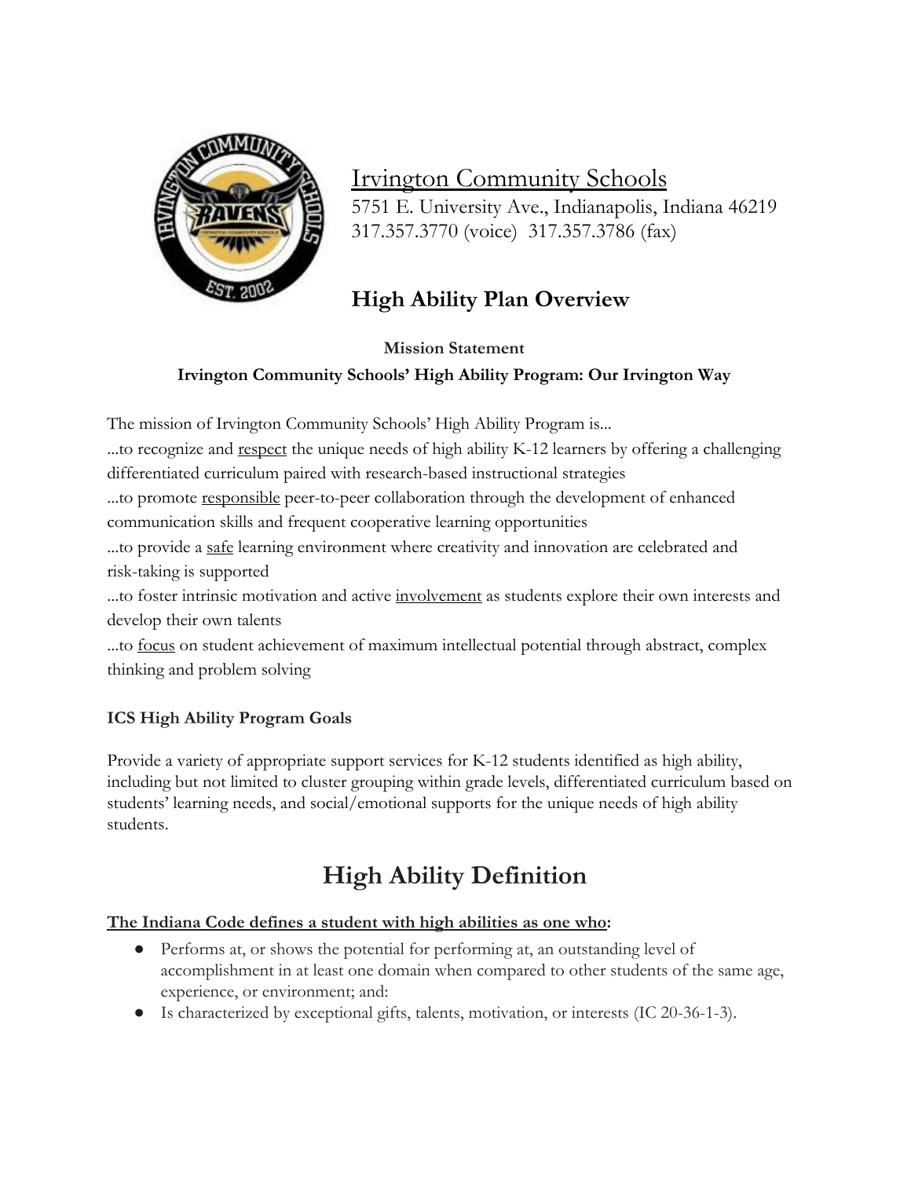# Irvington Community Schools

5751 E. University Ave., Indianapolis, Indiana 46219
317.357.3770 (voice) 317.357.3786 (fax)

## High Ability Plan Overview

**Mission Statement**

**Irvington Community Schools' High Ability Program: Our Irvington Way**

The mission of Irvington Community Schools' High Ability Program is...

...to recognize and respect the unique needs of high ability K-12 learners by offering a challenging differentiated curriculum paired with research-based instructional strategies

...to promote responsible peer-to-peer collaboration through the development of enhanced communication skills and frequent cooperative learning opportunities

...to provide a safe learning environment where creativity and innovation are celebrated and risk-taking is supported

...to foster intrinsic motivation and active involvement as students explore their own interests and develop their own talents

...to focus on student achievement of maximum intellectual potential through abstract, complex thinking and problem solving

**ICS High Ability Program Goals**

Provide a variety of appropriate support services for K-12 students identified as high ability, including but not limited to cluster grouping within grade levels, differentiated curriculum based on students' learning needs, and social/emotional supports for the unique needs of high ability students.

# High Ability Definition

**The Indiana Code defines a student with high abilities as one who:**

- Performs at, or shows the potential for performing at, an outstanding level of accomplishment in at least one domain when compared to other students of the same age, experience, or environment; and:
- Is characterized by exceptional gifts, talents, motivation, or interests (IC 20-36-1-3).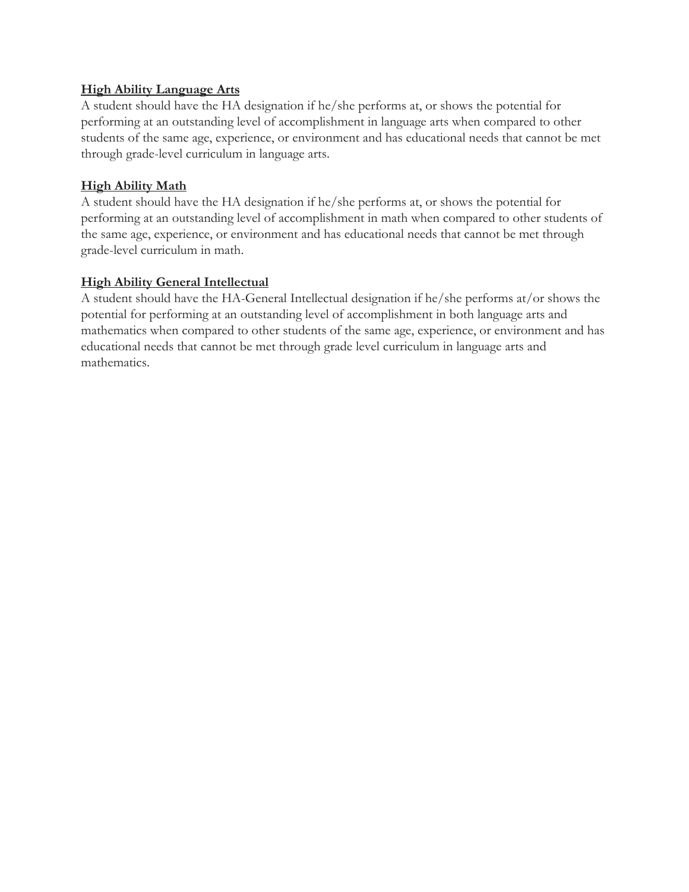**<u>High Ability Language Arts</u>**

A student should have the HA designation if he/she performs at, or shows the potential for performing at an outstanding level of accomplishment in language arts when compared to other students of the same age, experience, or environment and has educational needs that cannot be met through grade-level curriculum in language arts.

**<u>High Ability Math</u>**

A student should have the HA designation if he/she performs at, or shows the potential for performing at an outstanding level of accomplishment in math when compared to other students of the same age, experience, or environment and has educational needs that cannot be met through grade-level curriculum in math.

**<u>High Ability General Intellectual</u>**

A student should have the HA-General Intellectual designation if he/she performs at/or shows the potential for performing at an outstanding level of accomplishment in both language arts and mathematics when compared to other students of the same age, experience, or environment and has educational needs that cannot be met through grade level curriculum in language arts and mathematics.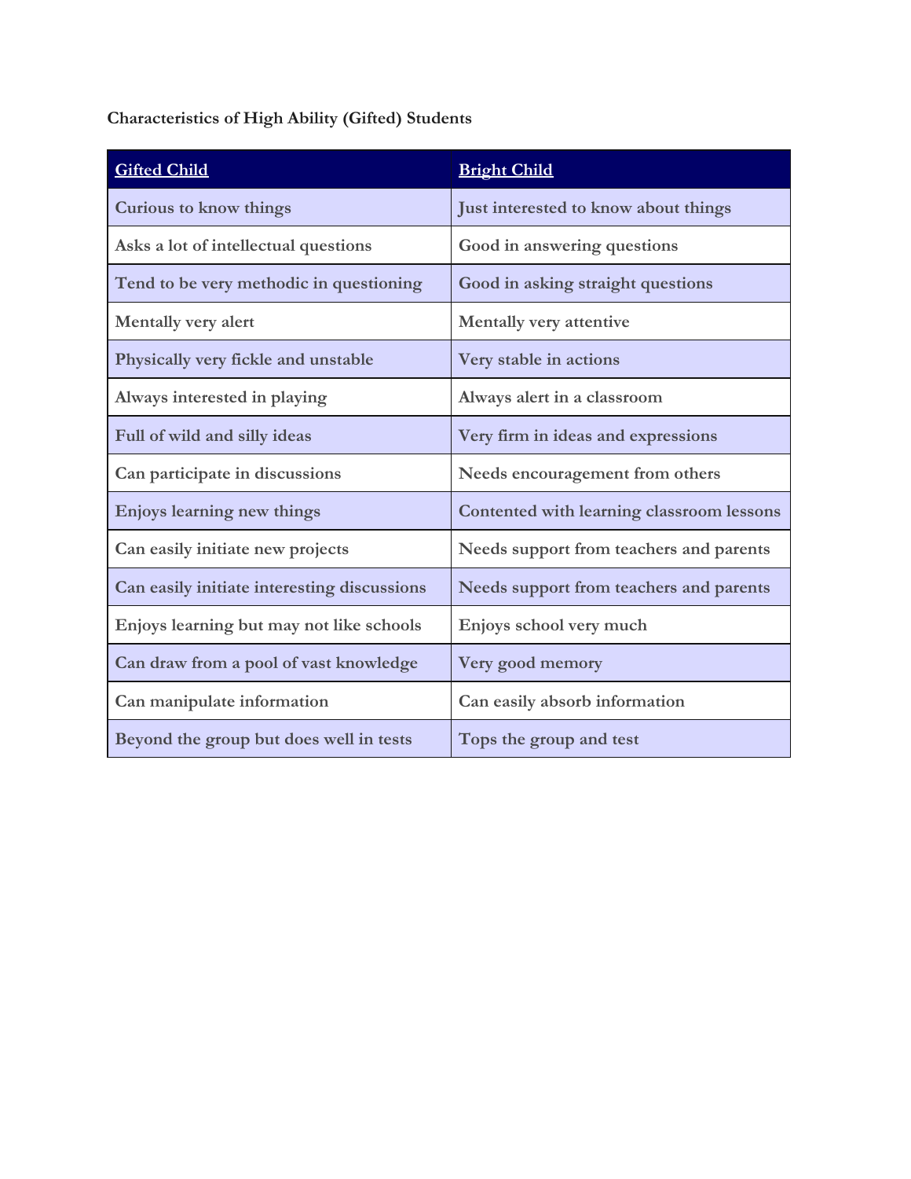**Characteristics of High Ability (Gifted) Students**

| Gifted Child | Bright Child |
|---|---|
| Curious to know things | Just interested to know about things |
| Asks a lot of intellectual questions | Good in answering questions |
| Tend to be very methodic in questioning | Good in asking straight questions |
| Mentally very alert | Mentally very attentive |
| Physically very fickle and unstable | Very stable in actions |
| Always interested in playing | Always alert in a classroom |
| Full of wild and silly ideas | Very firm in ideas and expressions |
| Can participate in discussions | Needs encouragement from others |
| Enjoys learning new things | Contented with learning classroom lessons |
| Can easily initiate new projects | Needs support from teachers and parents |
| Can easily initiate interesting discussions | Needs support from teachers and parents |
| Enjoys learning but may not like schools | Enjoys school very much |
| Can draw from a pool of vast knowledge | Very good memory |
| Can manipulate information | Can easily absorb information |
| Beyond the group but does well in tests | Tops the group and test |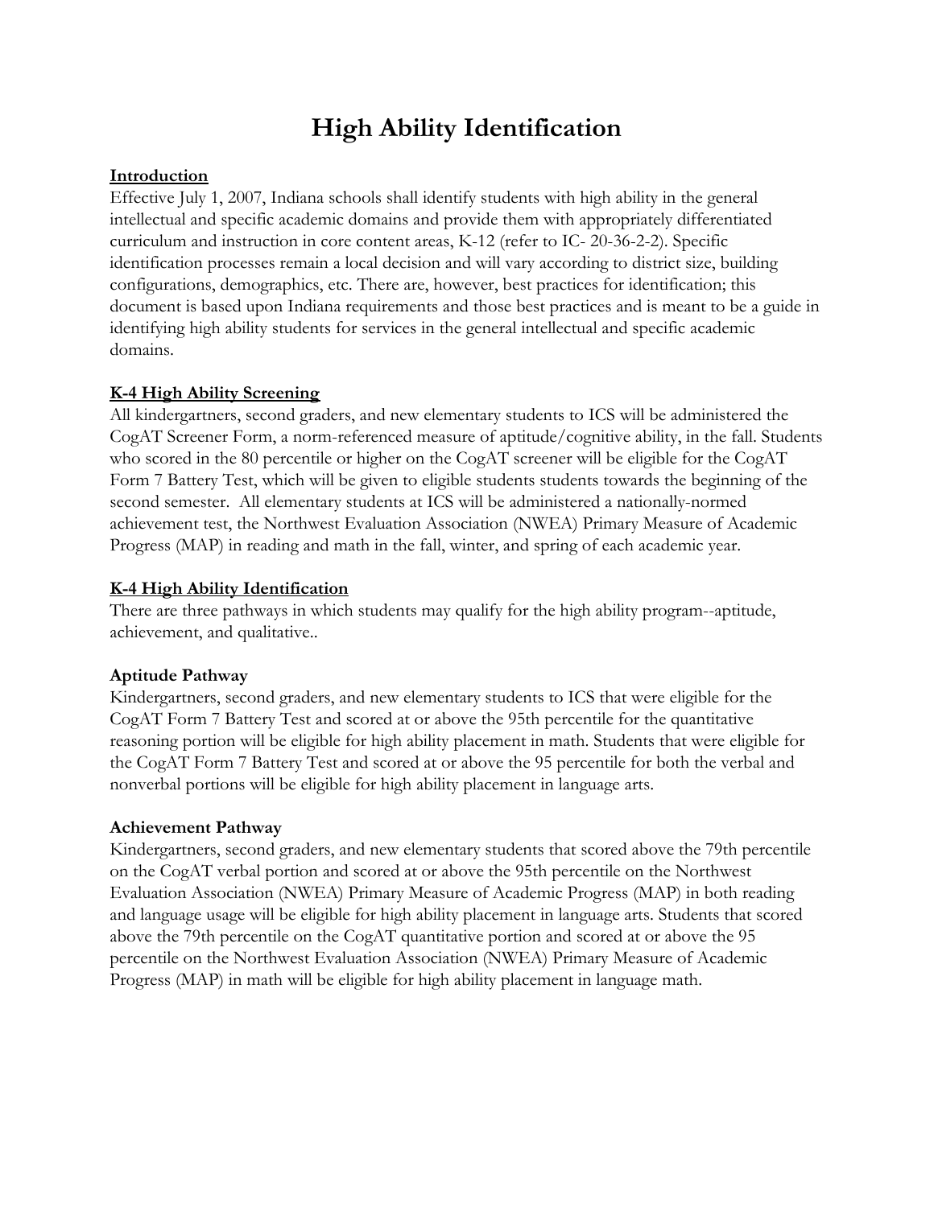# High Ability Identification

**<u>Introduction</u>**

Effective July 1, 2007, Indiana schools shall identify students with high ability in the general intellectual and specific academic domains and provide them with appropriately differentiated curriculum and instruction in core content areas, K-12 (refer to IC- 20-36-2-2). Specific identification processes remain a local decision and will vary according to district size, building configurations, demographics, etc. There are, however, best practices for identification; this document is based upon Indiana requirements and those best practices and is meant to be a guide in identifying high ability students for services in the general intellectual and specific academic domains.

**<u>K-4 High Ability Screening</u>**

All kindergartners, second graders, and new elementary students to ICS will be administered the CogAT Screener Form, a norm-referenced measure of aptitude/cognitive ability, in the fall. Students who scored in the 80 percentile or higher on the CogAT screener will be eligible for the CogAT Form 7 Battery Test, which will be given to eligible students students towards the beginning of the second semester. All elementary students at ICS will be administered a nationally-normed achievement test, the Northwest Evaluation Association (NWEA) Primary Measure of Academic Progress (MAP) in reading and math in the fall, winter, and spring of each academic year.

**<u>K-4 High Ability Identification</u>**

There are three pathways in which students may qualify for the high ability program--aptitude, achievement, and qualitative..

**Aptitude Pathway**

Kindergartners, second graders, and new elementary students to ICS that were eligible for the CogAT Form 7 Battery Test and scored at or above the 95th percentile for the quantitative reasoning portion will be eligible for high ability placement in math. Students that were eligible for the CogAT Form 7 Battery Test and scored at or above the 95 percentile for both the verbal and nonverbal portions will be eligible for high ability placement in language arts.

**Achievement Pathway**

Kindergartners, second graders, and new elementary students that scored above the 79th percentile on the CogAT verbal portion and scored at or above the 95th percentile on the Northwest Evaluation Association (NWEA) Primary Measure of Academic Progress (MAP) in both reading and language usage will be eligible for high ability placement in language arts. Students that scored above the 79th percentile on the CogAT quantitative portion and scored at or above the 95 percentile on the Northwest Evaluation Association (NWEA) Primary Measure of Academic Progress (MAP) in math will be eligible for high ability placement in language math.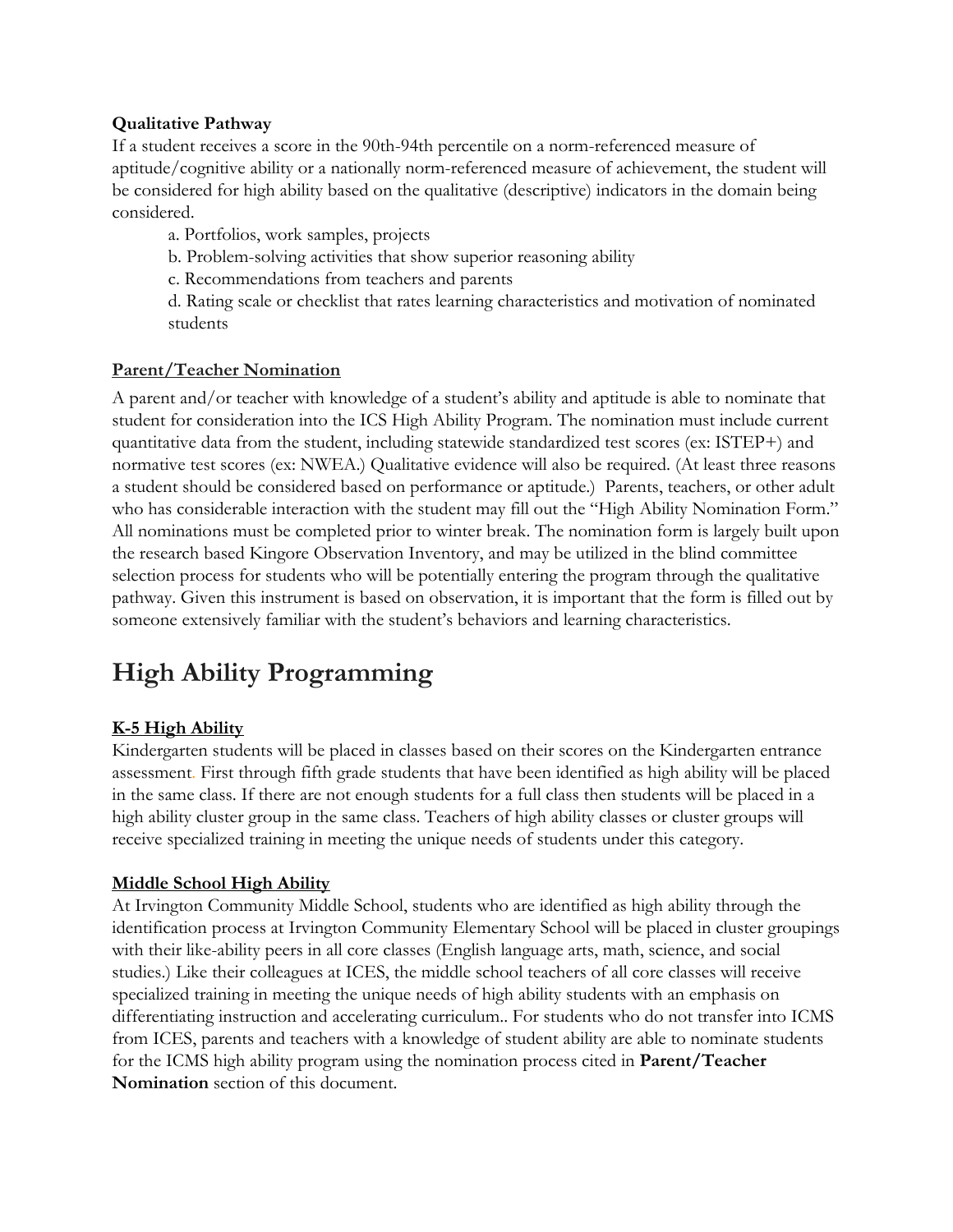**Qualitative Pathway**

If a student receives a score in the 90th-94th percentile on a norm-referenced measure of aptitude/cognitive ability or a nationally norm-referenced measure of achievement, the student will be considered for high ability based on the qualitative (descriptive) indicators in the domain being considered.

a. Portfolios, work samples, projects

b. Problem-solving activities that show superior reasoning ability

c. Recommendations from teachers and parents

d. Rating scale or checklist that rates learning characteristics and motivation of nominated students

**Parent/Teacher Nomination**

A parent and/or teacher with knowledge of a student's ability and aptitude is able to nominate that student for consideration into the ICS High Ability Program. The nomination must include current quantitative data from the student, including statewide standardized test scores (ex: ISTEP+) and normative test scores (ex: NWEA.) Qualitative evidence will also be required. (At least three reasons a student should be considered based on performance or aptitude.) Parents, teachers, or other adult who has considerable interaction with the student may fill out the "High Ability Nomination Form." All nominations must be completed prior to winter break. The nomination form is largely built upon the research based Kingore Observation Inventory, and may be utilized in the blind committee selection process for students who will be potentially entering the program through the qualitative pathway. Given this instrument is based on observation, it is important that the form is filled out by someone extensively familiar with the student's behaviors and learning characteristics.

# High Ability Programming

**K-5 High Ability**

Kindergarten students will be placed in classes based on their scores on the Kindergarten entrance assessment. First through fifth grade students that have been identified as high ability will be placed in the same class. If there are not enough students for a full class then students will be placed in a high ability cluster group in the same class. Teachers of high ability classes or cluster groups will receive specialized training in meeting the unique needs of students under this category.

**Middle School High Ability**

At Irvington Community Middle School, students who are identified as high ability through the identification process at Irvington Community Elementary School will be placed in cluster groupings with their like-ability peers in all core classes (English language arts, math, science, and social studies.) Like their colleagues at ICES, the middle school teachers of all core classes will receive specialized training in meeting the unique needs of high ability students with an emphasis on differentiating instruction and accelerating curriculum.. For students who do not transfer into ICMS from ICES, parents and teachers with a knowledge of student ability are able to nominate students for the ICMS high ability program using the nomination process cited in **Parent/Teacher Nomination** section of this document.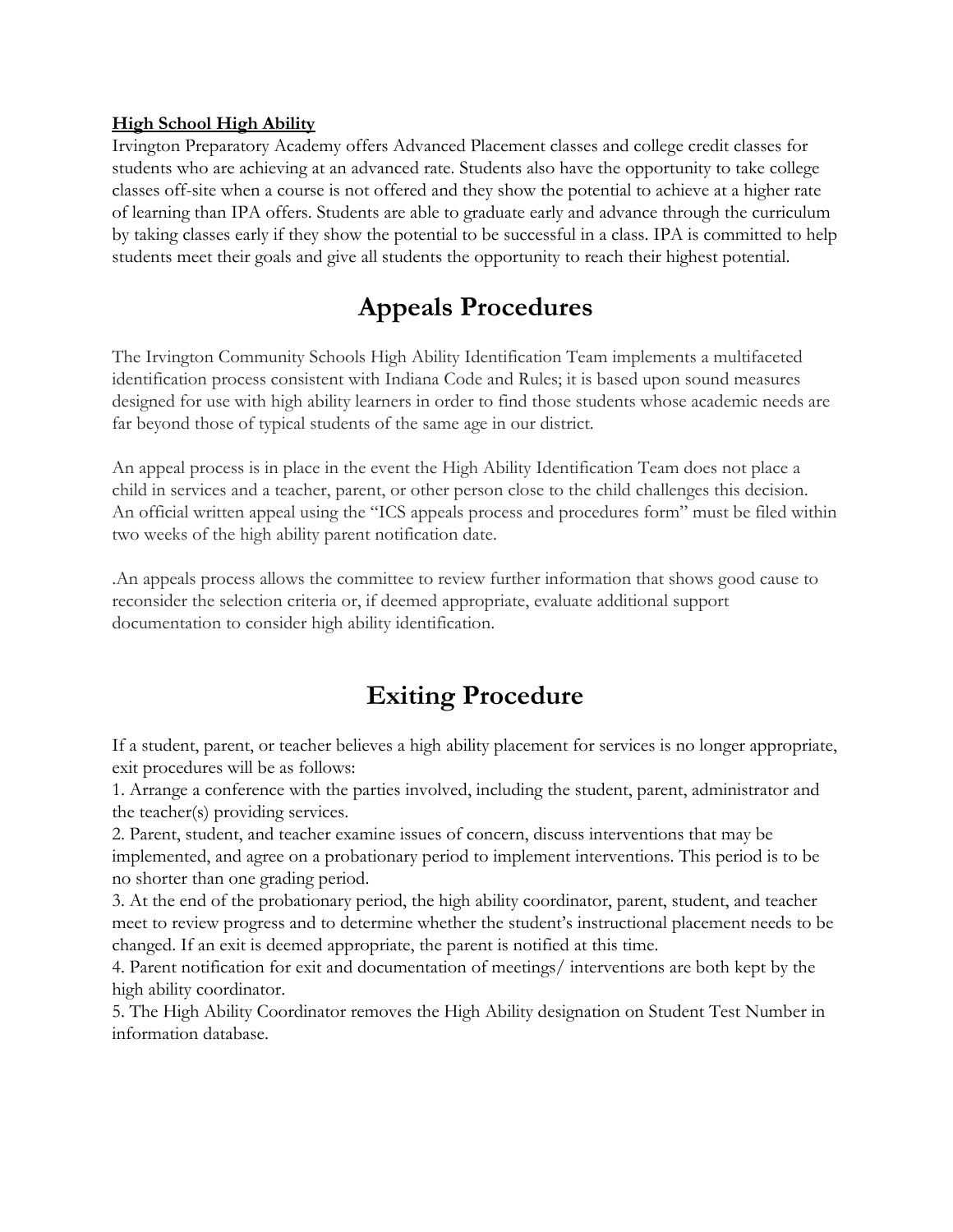**High School High Ability**

Irvington Preparatory Academy offers Advanced Placement classes and college credit classes for students who are achieving at an advanced rate. Students also have the opportunity to take college classes off-site when a course is not offered and they show the potential to achieve at a higher rate of learning than IPA offers. Students are able to graduate early and advance through the curriculum by taking classes early if they show the potential to be successful in a class. IPA is committed to help students meet their goals and give all students the opportunity to reach their highest potential.

# Appeals Procedures

The Irvington Community Schools High Ability Identification Team implements a multifaceted identification process consistent with Indiana Code and Rules; it is based upon sound measures designed for use with high ability learners in order to find those students whose academic needs are far beyond those of typical students of the same age in our district.

An appeal process is in place in the event the High Ability Identification Team does not place a child in services and a teacher, parent, or other person close to the child challenges this decision. An official written appeal using the "ICS appeals process and procedures form" must be filed within two weeks of the high ability parent notification date.

.An appeals process allows the committee to review further information that shows good cause to reconsider the selection criteria or, if deemed appropriate, evaluate additional support documentation to consider high ability identification.

# Exiting Procedure

If a student, parent, or teacher believes a high ability placement for services is no longer appropriate, exit procedures will be as follows:

1. Arrange a conference with the parties involved, including the student, parent, administrator and the teacher(s) providing services.
2. Parent, student, and teacher examine issues of concern, discuss interventions that may be implemented, and agree on a probationary period to implement interventions. This period is to be no shorter than one grading period.
3. At the end of the probationary period, the high ability coordinator, parent, student, and teacher meet to review progress and to determine whether the student's instructional placement needs to be changed. If an exit is deemed appropriate, the parent is notified at this time.
4. Parent notification for exit and documentation of meetings/ interventions are both kept by the high ability coordinator.
5. The High Ability Coordinator removes the High Ability designation on Student Test Number in information database.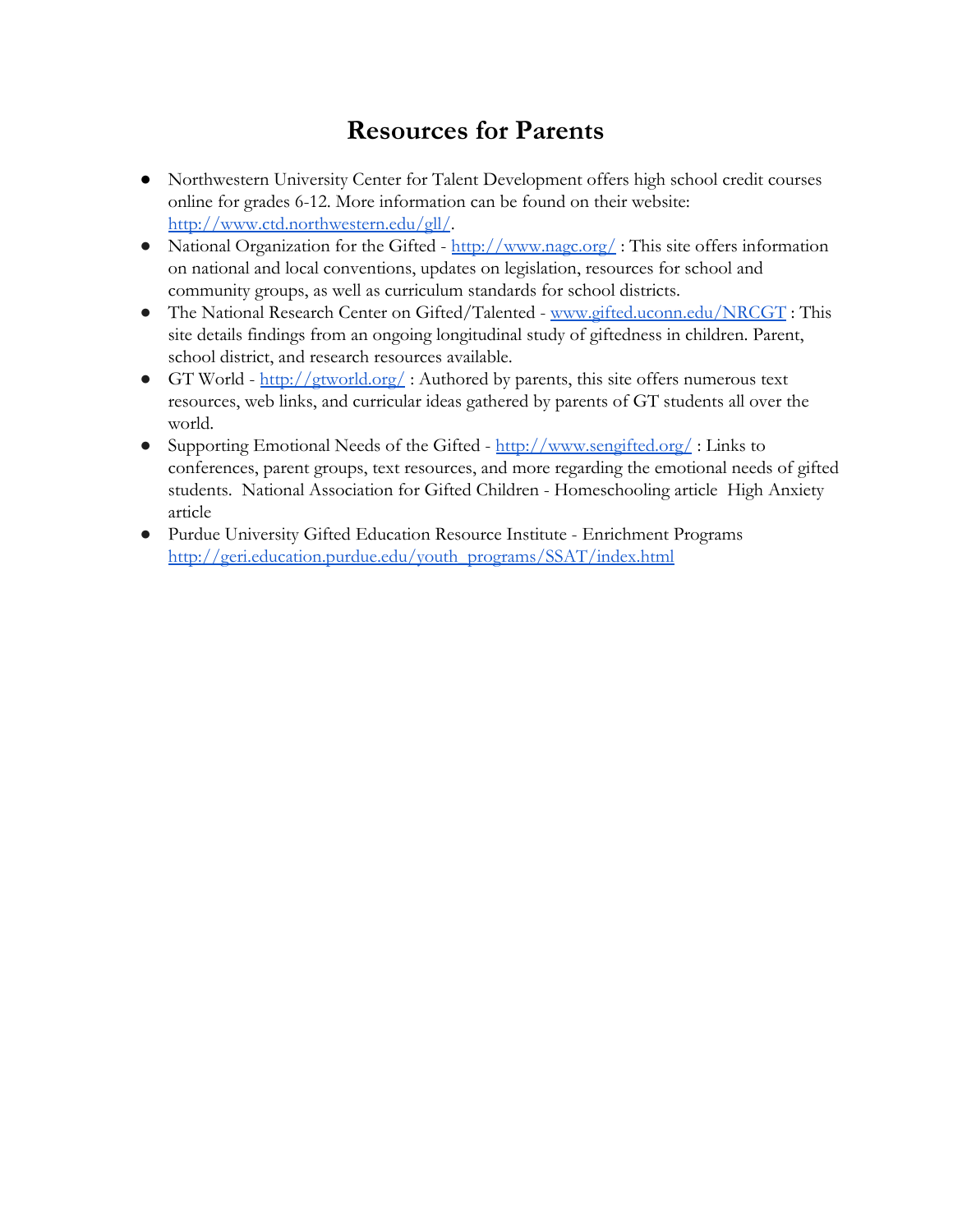# Resources for Parents

- Northwestern University Center for Talent Development offers high school credit courses online for grades 6-12. More information can be found on their website: http://www.ctd.northwestern.edu/gll/.
- National Organization for the Gifted - http://www.nagc.org/ : This site offers information on national and local conventions, updates on legislation, resources for school and community groups, as well as curriculum standards for school districts.
- The National Research Center on Gifted/Talented - www.gifted.uconn.edu/NRCGT : This site details findings from an ongoing longitudinal study of giftedness in children. Parent, school district, and research resources available.
- GT World - http://gtworld.org/ : Authored by parents, this site offers numerous text resources, web links, and curricular ideas gathered by parents of GT students all over the world.
- Supporting Emotional Needs of the Gifted - http://www.sengifted.org/ : Links to conferences, parent groups, text resources, and more regarding the emotional needs of gifted students. National Association for Gifted Children - Homeschooling article High Anxiety article
- Purdue University Gifted Education Resource Institute - Enrichment Programs http://geri.education.purdue.edu/youth_programs/SSAT/index.html